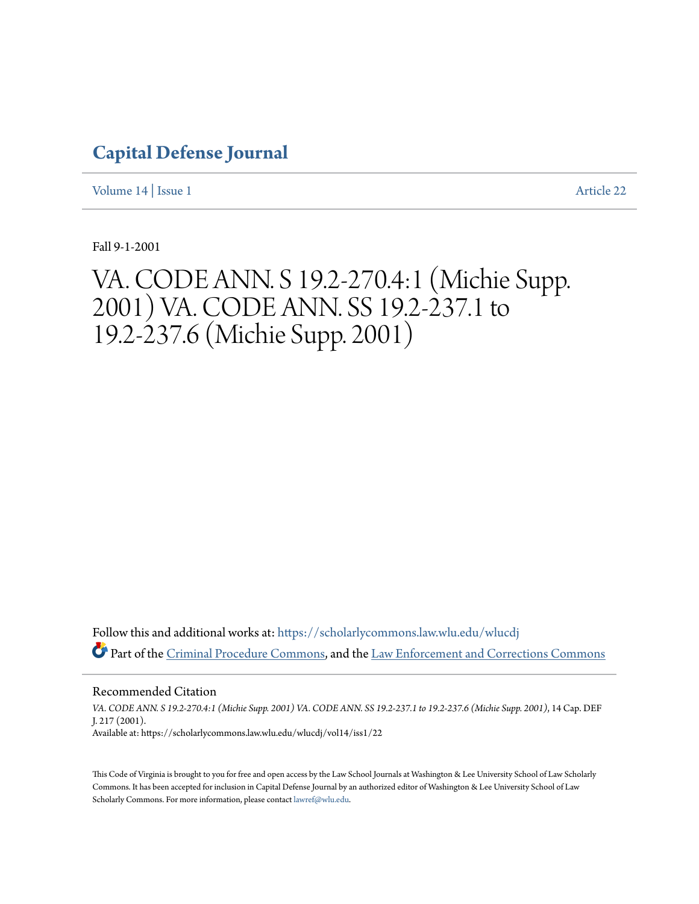# Capital Defense Journal

Volume 14 | Issue 1 Article 22

Fall 9-1-2001

# VA. CODE ANN. S 19.2-270.4:1 (Michie Supp. 2001) VA. CODE ANN. SS 19.2-237.1 to 19.2-237.6 (Michie Supp. 2001)

Follow this and additional works at: https://scholarlycommons.law.wlu.edu/wlucdj

Part of the Criminal Procedure Commons, and the Law Enforcement and Corrections Commons

## Recommended Citation

*VA. CODE ANN. S 19.2-270.4:1 (Michie Supp. 2001) VA. CODE ANN. SS 19.2-237.1 to 19.2-237.6 (Michie Supp. 2001)*, 14 Cap. DEF J. 217 (2001).
Available at: https://scholarlycommons.law.wlu.edu/wlucdj/vol14/iss1/22

This Code of Virginia is brought to you for free and open access by the Law School Journals at Washington & Lee University School of Law Scholarly Commons. It has been accepted for inclusion in Capital Defense Journal by an authorized editor of Washington & Lee University School of Law Scholarly Commons. For more information, please contact lawref@wlu.edu.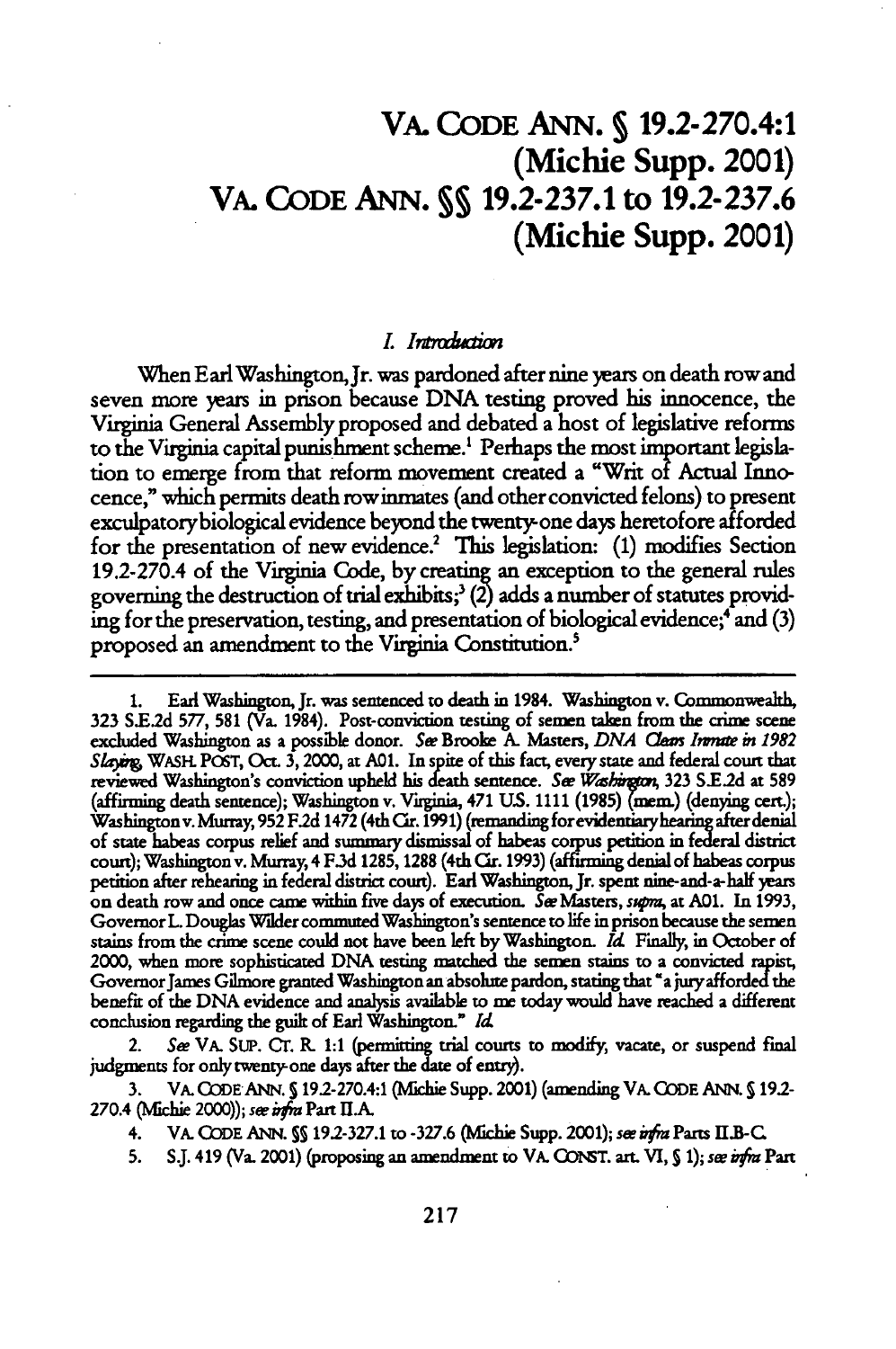# VA. CODE ANN. § 19.2-270.4:1 (Michie Supp. 2001)
# VA. CODE ANN. §§ 19.2-237.1 to 19.2-237.6 (Michie Supp. 2001)

## *I. Introduction*

When Earl Washington, Jr. was pardoned after nine years on death row and seven more years in prison because DNA testing proved his innocence, the Virginia General Assembly proposed and debated a host of legislative reforms to the Virginia capital punishment scheme.[1] Perhaps the most important legislation to emerge from that reform movement created a "Writ of Actual Innocence," which permits death row inmates (and other convicted felons) to present exculpatory biological evidence beyond the twenty-one days heretofore afforded for the presentation of new evidence.[2] This legislation: (1) modifies Section 19.2-270.4 of the Virginia Code, by creating an exception to the general rules governing the destruction of trial exhibits;[3] (2) adds a number of statutes providing for the preservation, testing, and presentation of biological evidence;[4] and (3) proposed an amendment to the Virginia Constitution.[5]

---

1. Earl Washington, Jr. was sentenced to death in 1984. Washington v. Commonwealth, 323 S.E.2d 577, 581 (Va. 1984). Post-conviction testing of semen taken from the crime scene excluded Washington as a possible donor. *See* Brooke A. Masters, *DNA Clears Inmate in 1982 Slaying*, WASH. POST, Oct. 3, 2000, at A01. In spite of this fact, every state and federal court that reviewed Washington's conviction upheld his death sentence. *See Washington*, 323 S.E.2d at 589 (affirming death sentence); Washington v. Virginia, 471 U.S. 1111 (1985) (mem.) (denying cert.); Washington v. Murray, 952 F.2d 1472 (4th Cir. 1991) (remanding for evidentiary hearing after denial of state habeas corpus relief and summary dismissal of habeas corpus petition in federal district court); Washington v. Murray, 4 F.3d 1285, 1288 (4th Cir. 1993) (affirming denial of habeas corpus petition after rehearing in federal district court). Earl Washington, Jr. spent nine-and-a-half years on death row and once came within five days of execution. *See* Masters, *supra*, at A01. In 1993, Governor L. Douglas Wilder commuted Washington's sentence to life in prison because the semen stains from the crime scene could not have been left by Washington. *Id.* Finally, in October of 2000, when more sophisticated DNA testing matched the semen stains to a convicted rapist, Governor James Gilmore granted Washington an absolute pardon, stating that "a jury afforded the benefit of the DNA evidence and analysis available to me today would have reached a different conclusion regarding the guilt of Earl Washington." *Id.*

2. *See* VA. SUP. CT. R. 1:1 (permitting trial courts to modify, vacate, or suspend final judgments for only twenty-one days after the date of entry).

3. VA. CODE ANN. § 19.2-270.4:1 (Michie Supp. 2001) (amending VA. CODE ANN. § 19.2-270.4 (Michie 2000)); *see infra* Part II.A.

4. VA. CODE ANN. §§ 19.2-327.1 to -327.6 (Michie Supp. 2001); *see infra* Parts II.B-C.

5. S.J. 419 (Va. 2001) (proposing an amendment to VA. CONST. art. VI, § 1); *see infra* Part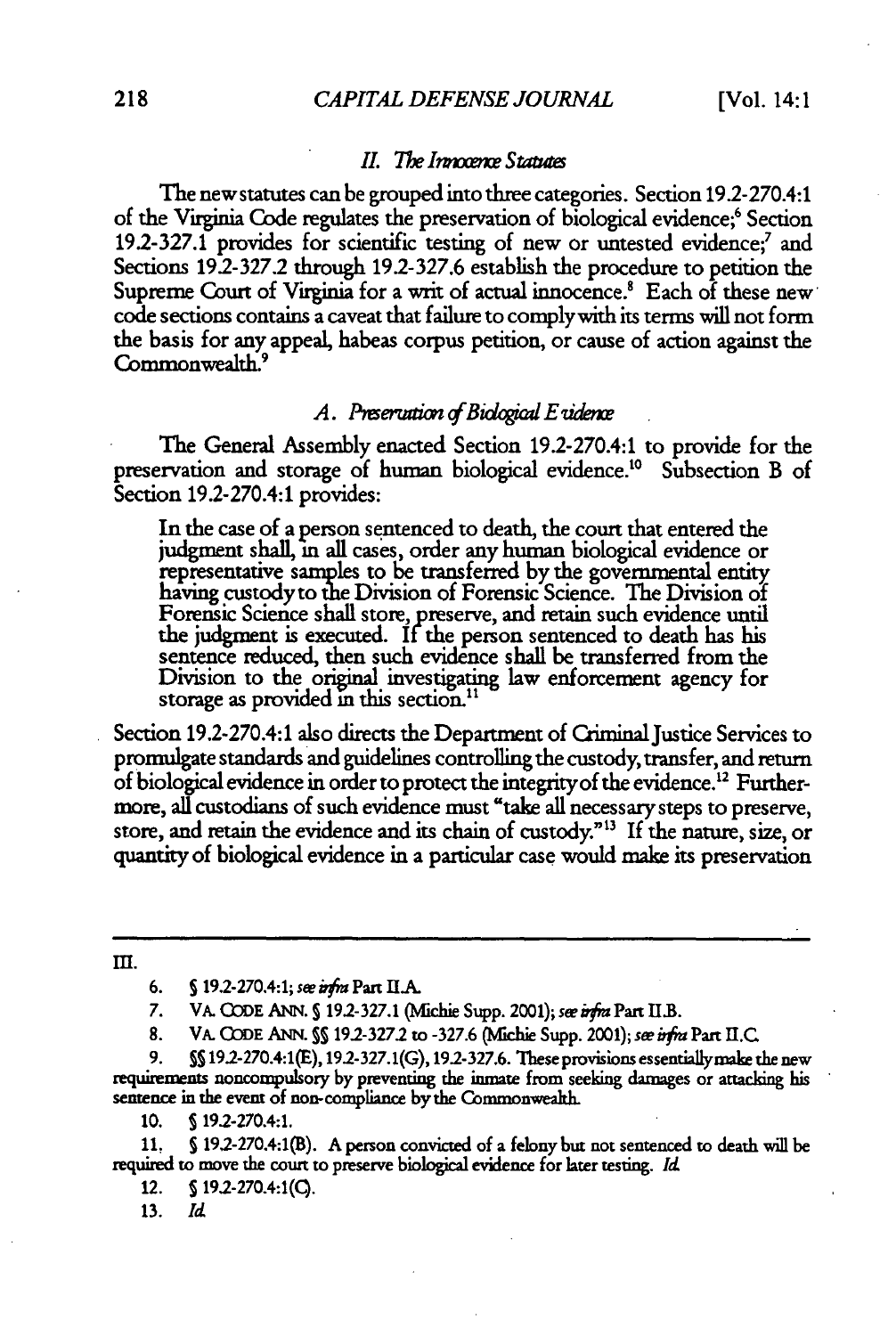## II. *The Innocence Statutes*

The new statutes can be grouped into three categories. Section 19.2-270.4:1 of the Virginia Code regulates the preservation of biological evidence;[6] Section 19.2-327.1 provides for scientific testing of new or untested evidence;[7] and Sections 19.2-327.2 through 19.2-327.6 establish the procedure to petition the Supreme Court of Virginia for a writ of actual innocence.[8] Each of these new code sections contains a caveat that failure to comply with its terms will not form the basis for any appeal, habeas corpus petition, or cause of action against the Commonwealth.[9]

### A. *Preservation of Biological Evidence*

The General Assembly enacted Section 19.2-270.4:1 to provide for the preservation and storage of human biological evidence.[10] Subsection B of Section 19.2-270.4:1 provides:

> In the case of a person sentenced to death, the court that entered the judgment shall, in all cases, order any human biological evidence or representative samples to be transferred by the governmental entity having custody to the Division of Forensic Science. The Division of Forensic Science shall store, preserve, and retain such evidence until the judgment is executed. If the person sentenced to death has his sentence reduced, then such evidence shall be transferred from the Division to the original investigating law enforcement agency for storage as provided in this section.[11]

Section 19.2-270.4:1 also directs the Department of Criminal Justice Services to promulgate standards and guidelines controlling the custody, transfer, and return of biological evidence in order to protect the integrity of the evidence.[12] Furthermore, all custodians of such evidence must "take all necessary steps to preserve, store, and retain the evidence and its chain of custody."[13] If the nature, size, or quantity of biological evidence in a particular case would make its preservation

---

III.

6. § 19.2-270.4:1; *see infra* Part II.A.

7. VA. CODE ANN. § 19.2-327.1 (Michie Supp. 2001); *see infra* Part II.B.

8. VA. CODE ANN. §§ 19.2-327.2 to -327.6 (Michie Supp. 2001); *see infra* Part II.C.

9. §§ 19.2-270.4:1(E), 19.2-327.1(G), 19.2-327.6. These provisions essentially make the new requirements noncompulsory by preventing the inmate from seeking damages or attacking his sentence in the event of non-compliance by the Commonwealth.

10. § 19.2-270.4:1.

11. § 19.2-270.4:1(B). A person convicted of a felony but not sentenced to death will be required to move the court to preserve biological evidence for later testing. *Id.*

12. § 19.2-270.4:1(C).

13. *Id.*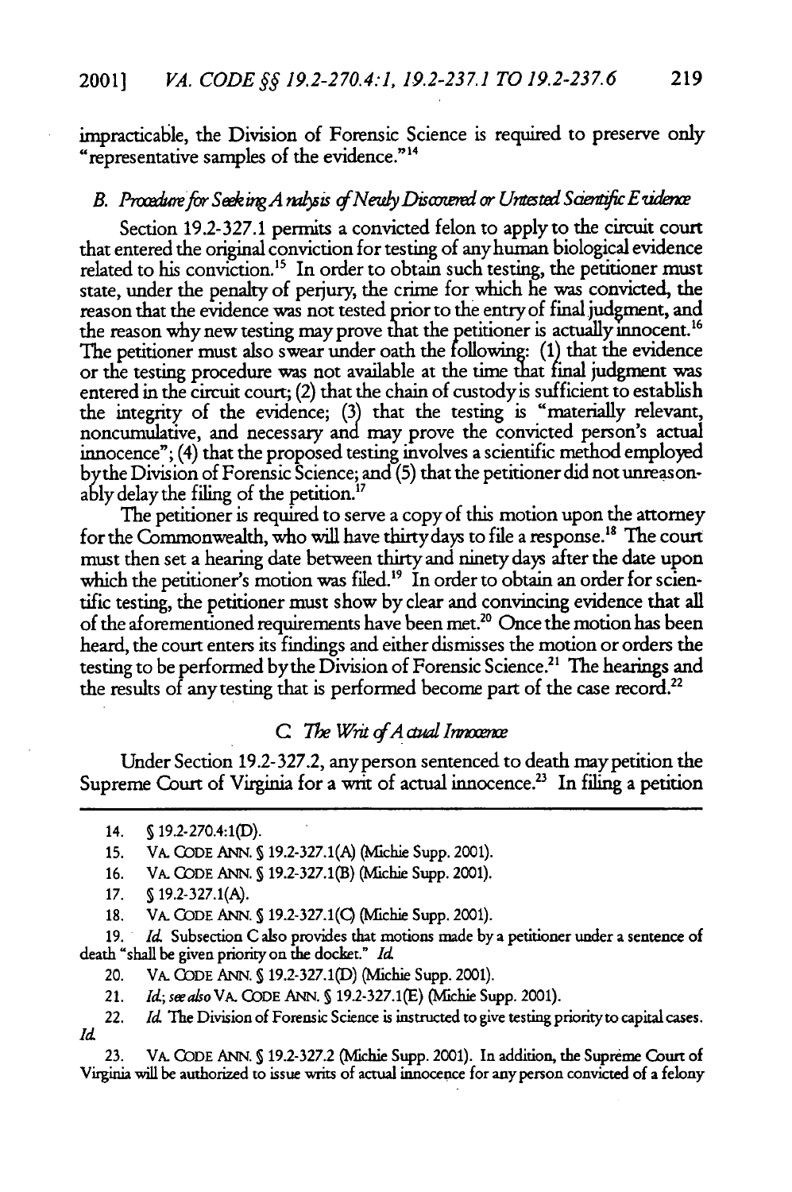impracticable, the Division of Forensic Science is required to preserve only "representative samples of the evidence."[14]

### B. *Procedure for Seeking Analysis of Newly Discovered or Untested Scientific Evidence*

Section 19.2-327.1 permits a convicted felon to apply to the circuit court that entered the original conviction for testing of any human biological evidence related to his conviction.[15] In order to obtain such testing, the petitioner must state, under the penalty of perjury, the crime for which he was convicted, the reason that the evidence was not tested prior to the entry of final judgment, and the reason why new testing may prove that the petitioner is actually innocent.[16] The petitioner must also swear under oath the following: (1) that the evidence or the testing procedure was not available at the time that final judgment was entered in the circuit court; (2) that the chain of custody is sufficient to establish the integrity of the evidence; (3) that the testing is "materially relevant, noncumulative, and necessary and may prove the convicted person's actual innocence"; (4) that the proposed testing involves a scientific method employed by the Division of Forensic Science; and (5) that the petitioner did not unreasonably delay the filing of the petition.[17]

The petitioner is required to serve a copy of this motion upon the attorney for the Commonwealth, who will have thirty days to file a response.[18] The court must then set a hearing date between thirty and ninety days after the date upon which the petitioner's motion was filed.[19] In order to obtain an order for scientific testing, the petitioner must show by clear and convincing evidence that all of the aforementioned requirements have been met.[20] Once the motion has been heard, the court enters its findings and either dismisses the motion or orders the testing to be performed by the Division of Forensic Science.[21] The hearings and the results of any testing that is performed become part of the case record.[22]

### C. *The Writ of Actual Innocence*

Under Section 19.2-327.2, any person sentenced to death may petition the Supreme Court of Virginia for a writ of actual innocence.[23] In filing a petition

---

14. § 19.2-270.4:1(D).

15. VA. CODE ANN. § 19.2-327.1(A) (Michie Supp. 2001).

16. VA. CODE ANN. § 19.2-327.1(B) (Michie Supp. 2001).

17. § 19.2-327.1(A).

18. VA. CODE ANN. § 19.2-327.1(C) (Michie Supp. 2001).

19. *Id.* Subsection C also provides that motions made by a petitioner under a sentence of death "shall be given priority on the docket." *Id.*

20. VA. CODE ANN. § 19.2-327.1(D) (Michie Supp. 2001).

21. *Id.*; *see also* VA. CODE ANN. § 19.2-327.1(E) (Michie Supp. 2001).

22. *Id.* The Division of Forensic Science is instructed to give testing priority to capital cases. *Id.*

23. VA. CODE ANN. § 19.2-327.2 (Michie Supp. 2001). In addition, the Supreme Court of Virginia will be authorized to issue writs of actual innocence for any person convicted of a felony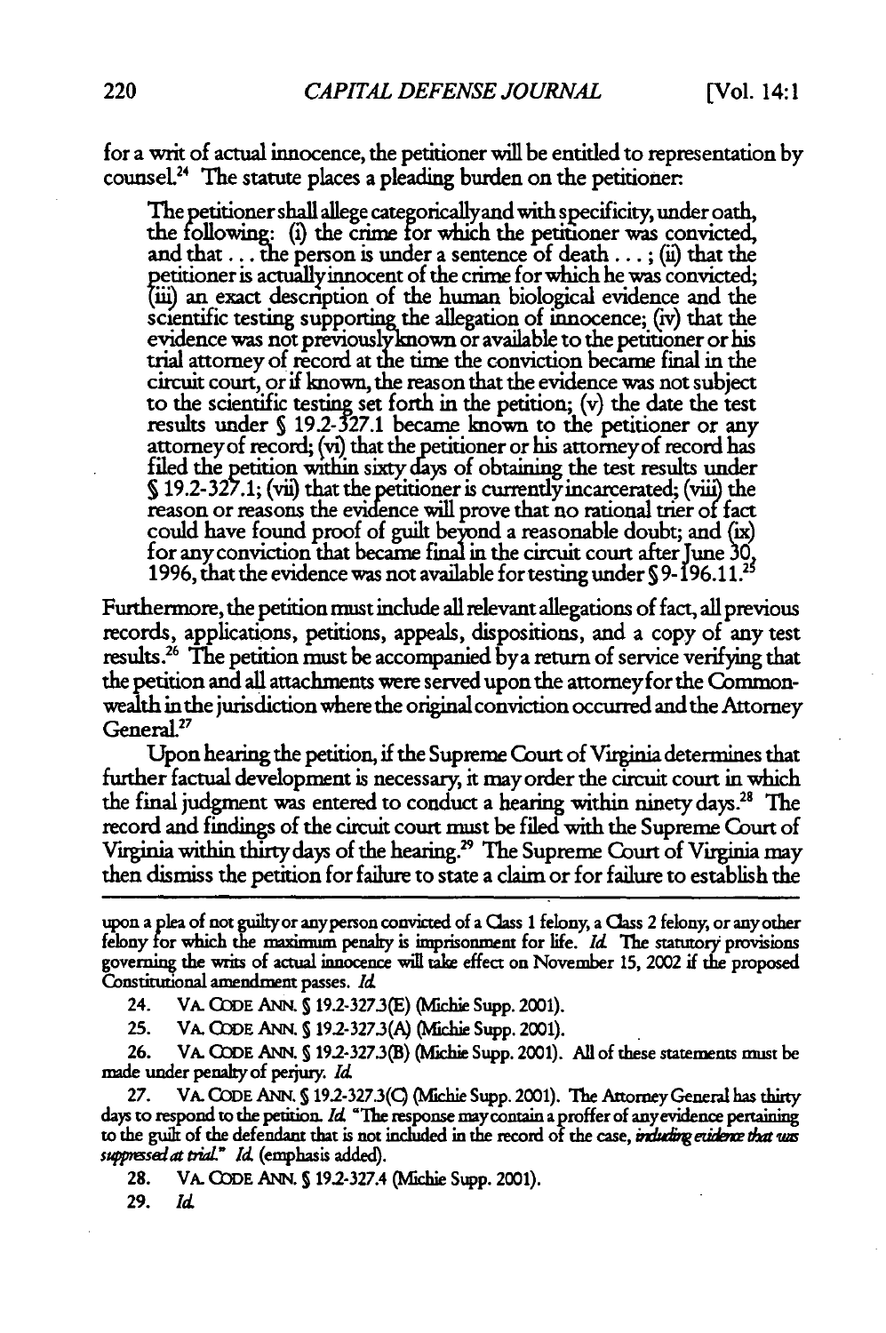for a writ of actual innocence, the petitioner will be entitled to representation by counsel.[24] The statute places a pleading burden on the petitioner:

> The petitioner shall allege categorically and with specificity, under oath, the following: (i) the crime for which the petitioner was convicted, and that . . . the person is under a sentence of death . . . ; (ii) that the petitioner is actually innocent of the crime for which he was convicted; (iii) an exact description of the human biological evidence and the scientific testing supporting the allegation of innocence; (iv) that the evidence was not previously known or available to the petitioner or his trial attorney of record at the time the conviction became final in the circuit court, or if known, the reason that the evidence was not subject to the scientific testing set forth in the petition; (v) the date the test results under § 19.2-327.1 became known to the petitioner or any attorney of record; (vi) that the petitioner or his attorney of record has filed the petition within sixty days of obtaining the test results under § 19.2-327.1; (vii) that the petitioner is currently incarcerated; (viii) the reason or reasons the evidence will prove that no rational trier of fact could have found proof of guilt beyond a reasonable doubt; and (ix) for any conviction that became final in the circuit court after June 30, 1996, that the evidence was not available for testing under § 9-196.11.[25]

Furthermore, the petition must include all relevant allegations of fact, all previous records, applications, petitions, appeals, dispositions, and a copy of any test results.[26] The petition must be accompanied by a return of service verifying that the petition and all attachments were served upon the attorney for the Commonwealth in the jurisdiction where the original conviction occurred and the Attorney General.[27]

Upon hearing the petition, if the Supreme Court of Virginia determines that further factual development is necessary, it may order the circuit court in which the final judgment was entered to conduct a hearing within ninety days.[28] The record and findings of the circuit court must be filed with the Supreme Court of Virginia within thirty days of the hearing.[29] The Supreme Court of Virginia may then dismiss the petition for failure to state a claim or for failure to establish the

---

upon a plea of not guilty or any person convicted of a Class 1 felony, a Class 2 felony, or any other felony for which the maximum penalty is imprisonment for life. *Id.* The statutory provisions governing the writs of actual innocence will take effect on November 15, 2002 if the proposed Constitutional amendment passes. *Id.*

24. VA. CODE ANN. § 19.2-327.3(E) (Michie Supp. 2001).

25. VA. CODE ANN. § 19.2-327.3(A) (Michie Supp. 2001).

26. VA. CODE ANN. § 19.2-327.3(B) (Michie Supp. 2001). All of these statements must be made under penalty of perjury. *Id.*

27. VA. CODE ANN. § 19.2-327.3(C) (Michie Supp. 2001). The Attorney General has thirty days to respond to the petition. *Id.* "The response may contain a proffer of any evidence pertaining to the guilt of the defendant that is not included in the record of the case, *including evidence that was suppressed at trial.*" *Id.* (emphasis added).

28. VA. CODE ANN. § 19.2-327.4 (Michie Supp. 2001).

29. *Id.*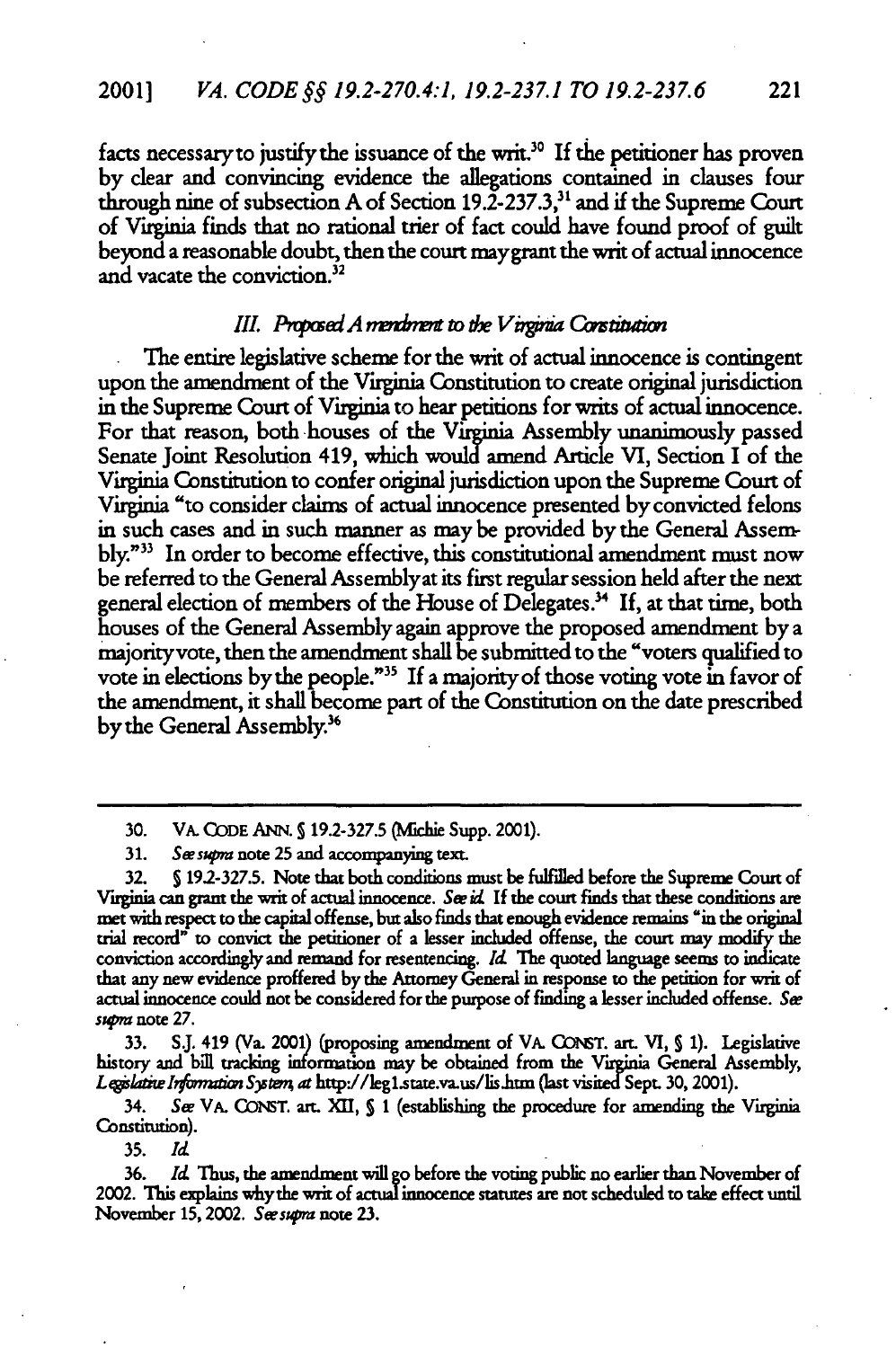facts necessary to justify the issuance of the writ.[30] If the petitioner has proven by clear and convincing evidence the allegations contained in clauses four through nine of subsection A of Section 19.2-237.3,[31] and if the Supreme Court of Virginia finds that no rational trier of fact could have found proof of guilt beyond a reasonable doubt, then the court may grant the writ of actual innocence and vacate the conviction.[32]

### *III. Proposed Amendment to the Virginia Constitution*

The entire legislative scheme for the writ of actual innocence is contingent upon the amendment of the Virginia Constitution to create original jurisdiction in the Supreme Court of Virginia to hear petitions for writs of actual innocence. For that reason, both houses of the Virginia Assembly unanimously passed Senate Joint Resolution 419, which would amend Article VI, Section I of the Virginia Constitution to confer original jurisdiction upon the Supreme Court of Virginia "to consider claims of actual innocence presented by convicted felons in such cases and in such manner as may be provided by the General Assembly."[33] In order to become effective, this constitutional amendment must now be referred to the General Assembly at its first regular session held after the next general election of members of the House of Delegates.[34] If, at that time, both houses of the General Assembly again approve the proposed amendment by a majority vote, then the amendment shall be submitted to the "voters qualified to vote in elections by the people."[35] If a majority of those voting vote in favor of the amendment, it shall become part of the Constitution on the date prescribed by the General Assembly.[36]

---

30. VA. CODE ANN. § 19.2-327.5 (Michie Supp. 2001).

31. *See supra* note 25 and accompanying text.

32. § 19.2-327.5. Note that both conditions must be fulfilled before the Supreme Court of Virginia can grant the writ of actual innocence. *See id.* If the court finds that these conditions are met with respect to the capital offense, but also finds that enough evidence remains "in the original trial record" to convict the petitioner of a lesser included offense, the court may modify the conviction accordingly and remand for resentencing. *Id.* The quoted language seems to indicate that any new evidence proffered by the Attorney General in response to the petition for writ of actual innocence could not be considered for the purpose of finding a lesser included offense. *See supra* note 27.

33. S.J. 419 (Va. 2001) (proposing amendment of VA. CONST. art. VI, § 1). Legislative history and bill tracking information may be obtained from the Virginia General Assembly, *Legislative Information System*, *at* http://leg1.state.va.us/lis.htm (last visited Sept. 30, 2001).

34. *See* VA. CONST. art. XII, § 1 (establishing the procedure for amending the Virginia Constitution).

35. *Id.*

36. *Id.* Thus, the amendment will go before the voting public no earlier than November of 2002. This explains why the writ of actual innocence statutes are not scheduled to take effect until November 15, 2002. *See supra* note 23.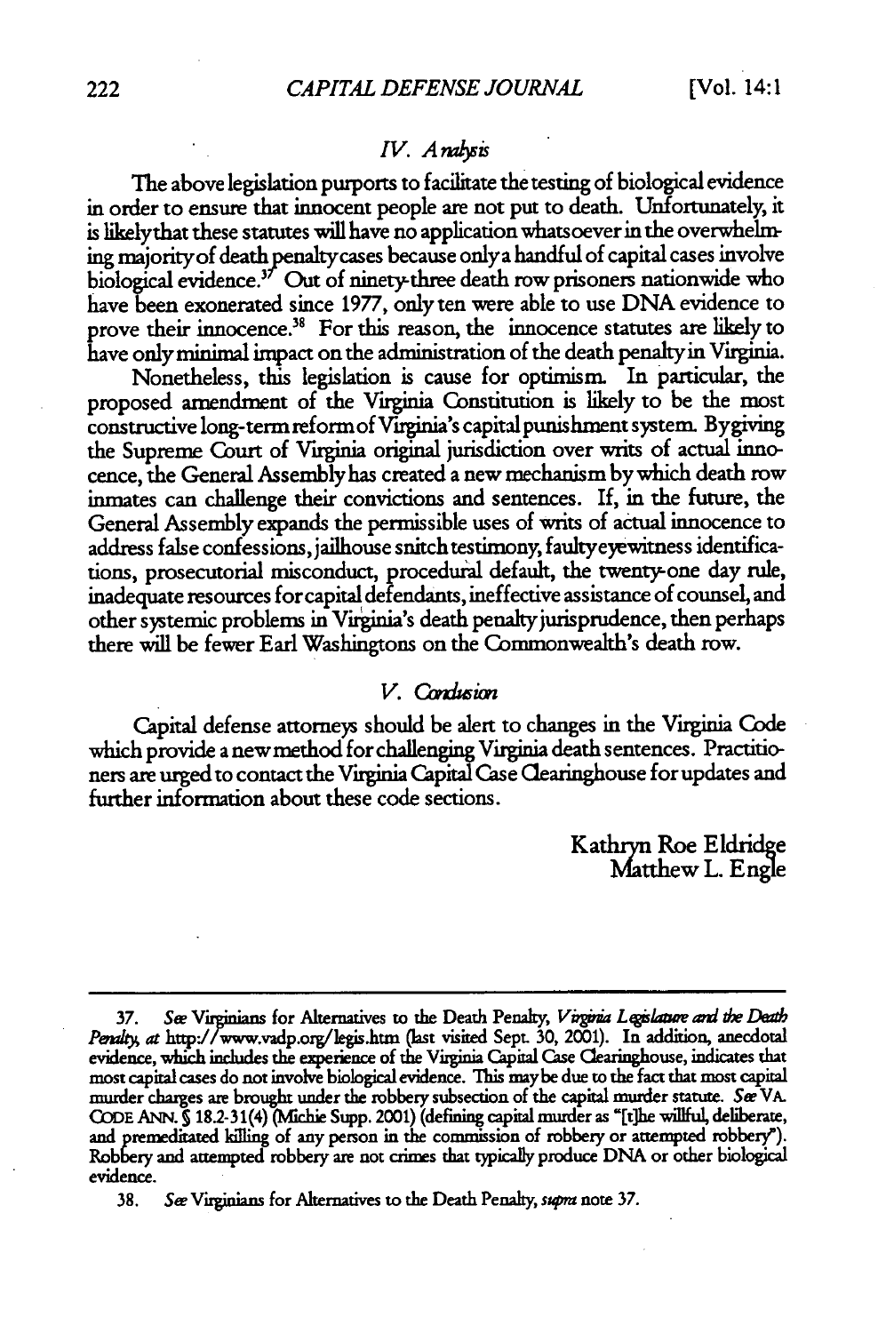## *IV. Analysis*

The above legislation purports to facilitate the testing of biological evidence in order to ensure that innocent people are not put to death. Unfortunately, it is likely that these statutes will have no application whatsoever in the overwhelming majority of death penalty cases because only a handful of capital cases involve biological evidence.[37] Out of ninety-three death row prisoners nationwide who have been exonerated since 1977, only ten were able to use DNA evidence to prove their innocence.[38] For this reason, the innocence statutes are likely to have only minimal impact on the administration of the death penalty in Virginia.

Nonetheless, this legislation is cause for optimism. In particular, the proposed amendment of the Virginia Constitution is likely to be the most constructive long-term reform of Virginia's capital punishment system. By giving the Supreme Court of Virginia original jurisdiction over writs of actual innocence, the General Assembly has created a new mechanism by which death row inmates can challenge their convictions and sentences. If, in the future, the General Assembly expands the permissible uses of writs of actual innocence to address false confessions, jailhouse snitch testimony, faulty eyewitness identifications, prosecutorial misconduct, procedural default, the twenty-one day rule, inadequate resources for capital defendants, ineffective assistance of counsel, and other systemic problems in Virginia's death penalty jurisprudence, then perhaps there will be fewer Earl Washingtons on the Commonwealth's death row.

## *V. Conclusion*

Capital defense attorneys should be alert to changes in the Virginia Code which provide a new method for challenging Virginia death sentences. Practitioners are urged to contact the Virginia Capital Case Clearinghouse for updates and further information about these code sections.

Kathryn Roe Eldridge
Matthew L. Engle

---

37. *See* Virginians for Alternatives to the Death Penalty, *Virginia Legislature and the Death Penalty*, *at* http://www.vadp.org/legis.htm (last visited Sept. 30, 2001). In addition, anecdotal evidence, which includes the experience of the Virginia Capital Case Clearinghouse, indicates that most capital cases do not involve biological evidence. This may be due to the fact that most capital murder charges are brought under the robbery subsection of the capital murder statute. *See* VA. CODE ANN. § 18.2-31(4) (Michie Supp. 2001) (defining capital murder as "[t]he willful, deliberate, and premeditated killing of any person in the commission of robbery or attempted robbery"). Robbery and attempted robbery are not crimes that typically produce DNA or other biological evidence.

38. *See* Virginians for Alternatives to the Death Penalty, *supra* note 37.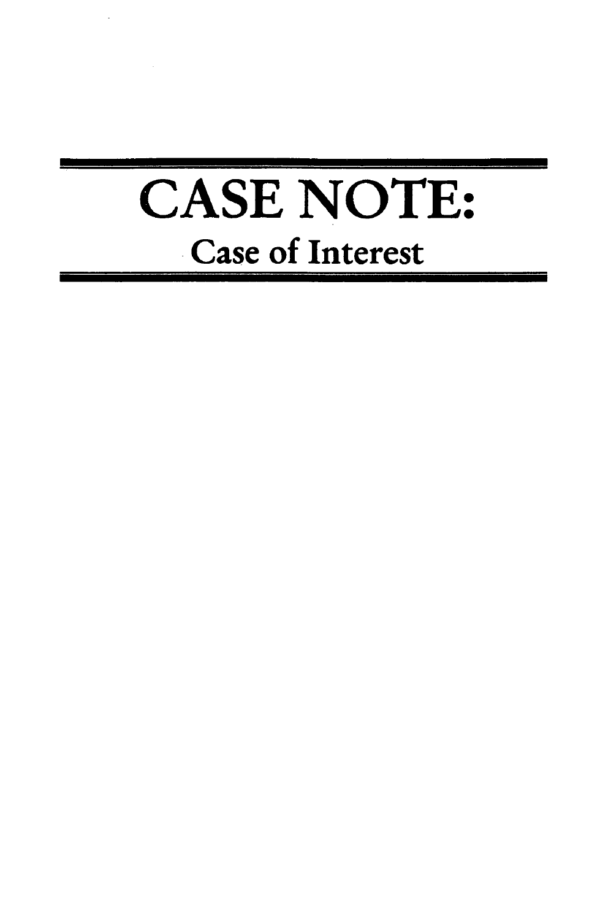# CASE NOTE:

## Case of Interest